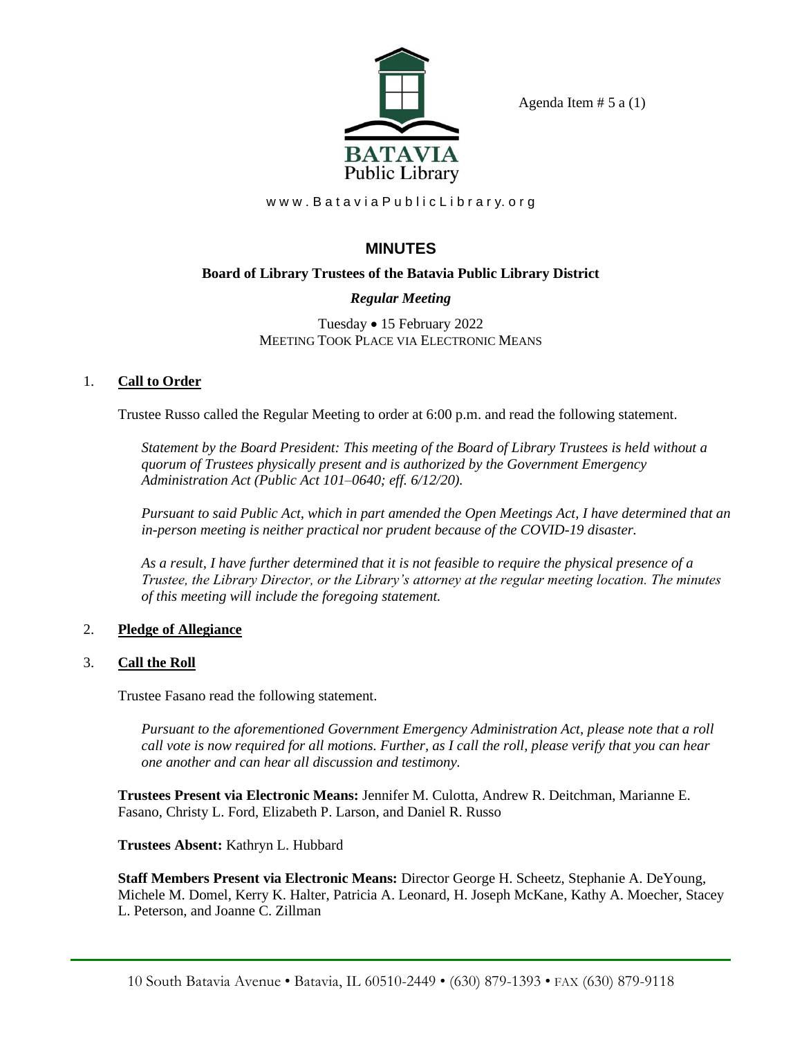Agenda Item # 5 a (1)

BATAVIA
Public Library

www.BataviaPublicLibrary.org

# MINUTES

**Board of Library Trustees of the Batavia Public Library District**

***Regular Meeting***

Tuesday • 15 February 2022
MEETING TOOK PLACE VIA ELECTRONIC MEANS

1. **Call to Order**

   Trustee Russo called the Regular Meeting to order at 6:00 p.m. and read the following statement.

   *Statement by the Board President: This meeting of the Board of Library Trustees is held without a quorum of Trustees physically present and is authorized by the Government Emergency Administration Act (Public Act 101–0640; eff. 6/12/20).*

   *Pursuant to said Public Act, which in part amended the Open Meetings Act, I have determined that an in-person meeting is neither practical nor prudent because of the COVID-19 disaster.*

   *As a result, I have further determined that it is not feasible to require the physical presence of a Trustee, the Library Director, or the Library's attorney at the regular meeting location. The minutes of this meeting will include the foregoing statement.*

2. **Pledge of Allegiance**

3. **Call the Roll**

   Trustee Fasano read the following statement.

   *Pursuant to the aforementioned Government Emergency Administration Act, please note that a roll call vote is now required for all motions. Further, as I call the roll, please verify that you can hear one another and can hear all discussion and testimony.*

   **Trustees Present via Electronic Means:** Jennifer M. Culotta, Andrew R. Deitchman, Marianne E. Fasano, Christy L. Ford, Elizabeth P. Larson, and Daniel R. Russo

   **Trustees Absent:** Kathryn L. Hubbard

   **Staff Members Present via Electronic Means:** Director George H. Scheetz, Stephanie A. DeYoung, Michele M. Domel, Kerry K. Halter, Patricia A. Leonard, H. Joseph McKane, Kathy A. Moecher, Stacey L. Peterson, and Joanne C. Zillman

10 South Batavia Avenue • Batavia, IL 60510-2449 • (630) 879-1393 • FAX (630) 879-9118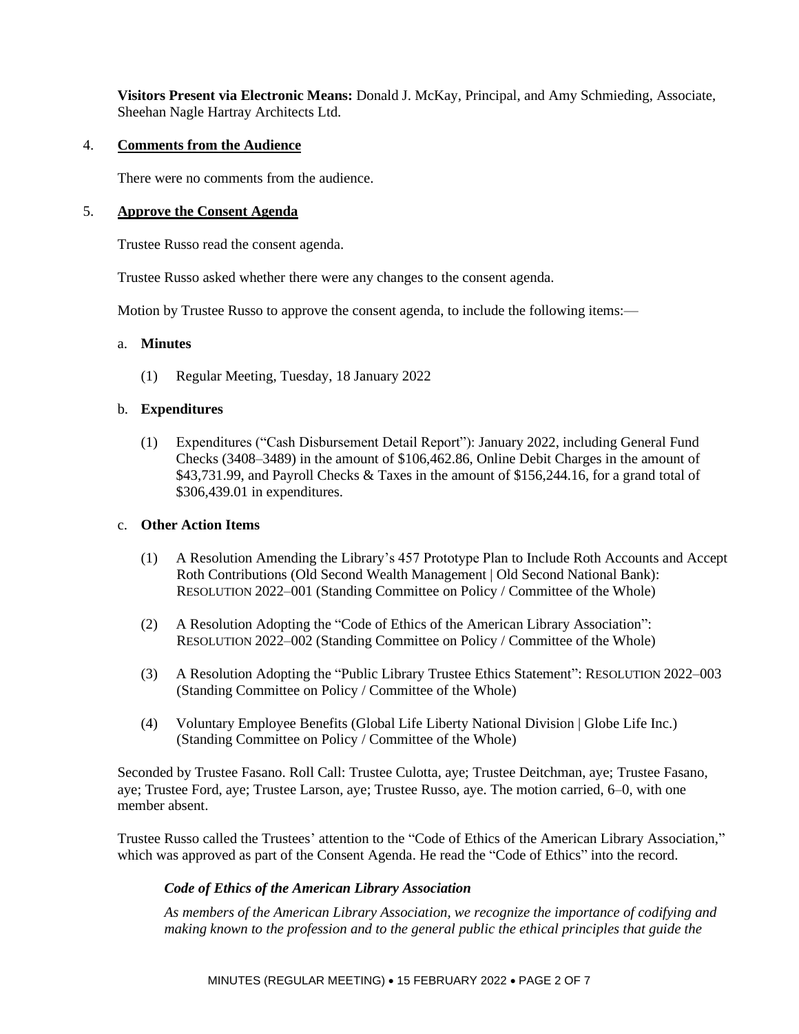**Visitors Present via Electronic Means:** Donald J. McKay, Principal, and Amy Schmieding, Associate, Sheehan Nagle Hartray Architects Ltd.

4. **Comments from the Audience**

There were no comments from the audience.

5. **Approve the Consent Agenda**

Trustee Russo read the consent agenda.

Trustee Russo asked whether there were any changes to the consent agenda.

Motion by Trustee Russo to approve the consent agenda, to include the following items:—

a. **Minutes**

(1) Regular Meeting, Tuesday, 18 January 2022

b. **Expenditures**

(1) Expenditures ("Cash Disbursement Detail Report"): January 2022, including General Fund Checks (3408–3489) in the amount of $106,462.86, Online Debit Charges in the amount of $43,731.99, and Payroll Checks & Taxes in the amount of $156,244.16, for a grand total of $306,439.01 in expenditures.

c. **Other Action Items**

(1) A Resolution Amending the Library's 457 Prototype Plan to Include Roth Accounts and Accept Roth Contributions (Old Second Wealth Management | Old Second National Bank): RESOLUTION 2022–001 (Standing Committee on Policy / Committee of the Whole)

(2) A Resolution Adopting the "Code of Ethics of the American Library Association": RESOLUTION 2022–002 (Standing Committee on Policy / Committee of the Whole)

(3) A Resolution Adopting the "Public Library Trustee Ethics Statement": RESOLUTION 2022–003 (Standing Committee on Policy / Committee of the Whole)

(4) Voluntary Employee Benefits (Global Life Liberty National Division | Globe Life Inc.) (Standing Committee on Policy / Committee of the Whole)

Seconded by Trustee Fasano. Roll Call: Trustee Culotta, aye; Trustee Deitchman, aye; Trustee Fasano, aye; Trustee Ford, aye; Trustee Larson, aye; Trustee Russo, aye. The motion carried, 6–0, with one member absent.

Trustee Russo called the Trustees' attention to the "Code of Ethics of the American Library Association," which was approved as part of the Consent Agenda. He read the "Code of Ethics" into the record.

***Code of Ethics of the American Library Association***

*As members of the American Library Association, we recognize the importance of codifying and making known to the profession and to the general public the ethical principles that guide the*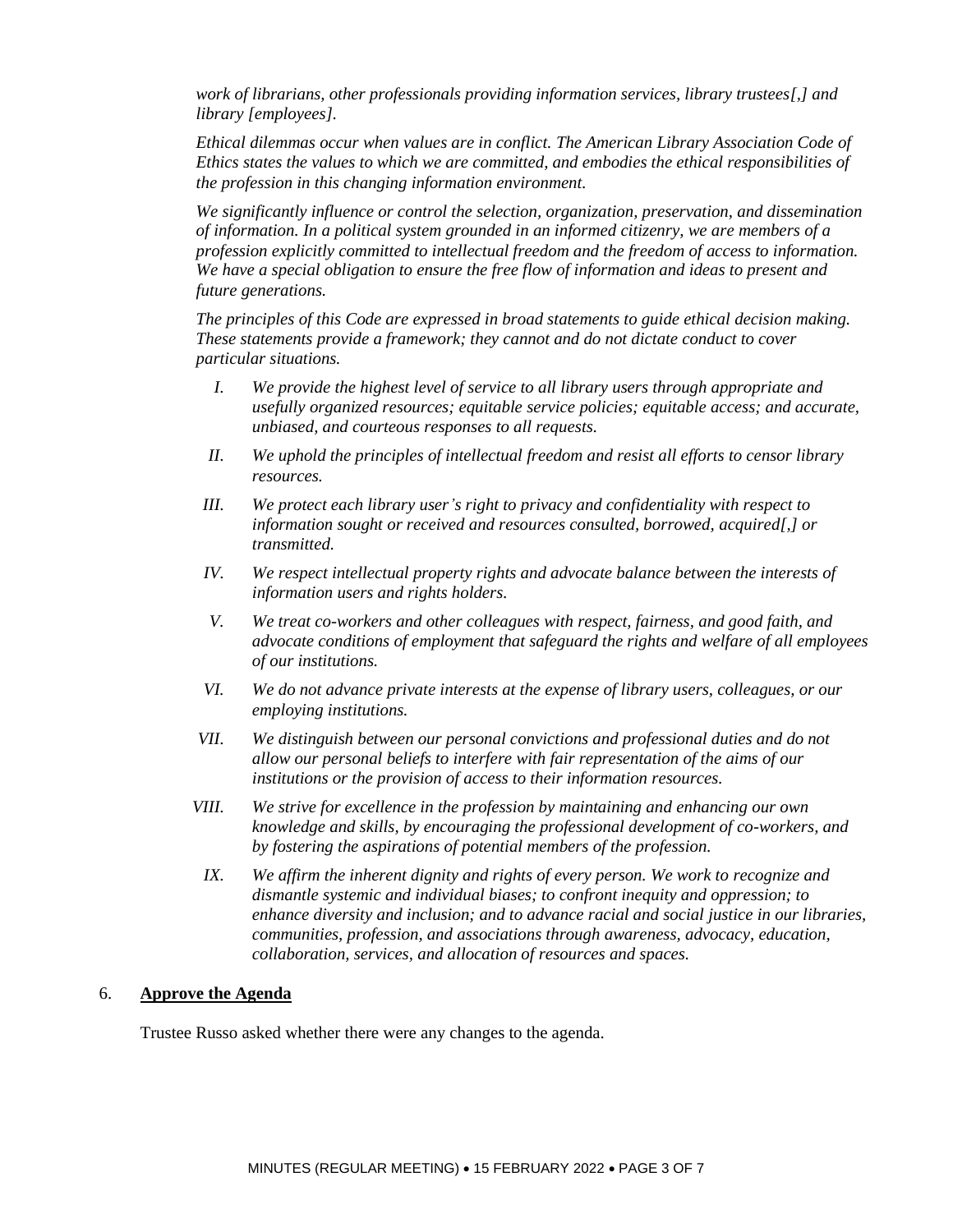*work of librarians, other professionals providing information services, library trustees[,] and library [employees].*

*Ethical dilemmas occur when values are in conflict. The American Library Association Code of Ethics states the values to which we are committed, and embodies the ethical responsibilities of the profession in this changing information environment.*

*We significantly influence or control the selection, organization, preservation, and dissemination of information. In a political system grounded in an informed citizenry, we are members of a profession explicitly committed to intellectual freedom and the freedom of access to information. We have a special obligation to ensure the free flow of information and ideas to present and future generations.*

*The principles of this Code are expressed in broad statements to guide ethical decision making. These statements provide a framework; they cannot and do not dictate conduct to cover particular situations.*

I. *We provide the highest level of service to all library users through appropriate and usefully organized resources; equitable service policies; equitable access; and accurate, unbiased, and courteous responses to all requests.*

II. *We uphold the principles of intellectual freedom and resist all efforts to censor library resources.*

III. *We protect each library user's right to privacy and confidentiality with respect to information sought or received and resources consulted, borrowed, acquired[,] or transmitted.*

IV. *We respect intellectual property rights and advocate balance between the interests of information users and rights holders.*

V. *We treat co-workers and other colleagues with respect, fairness, and good faith, and advocate conditions of employment that safeguard the rights and welfare of all employees of our institutions.*

VI. *We do not advance private interests at the expense of library users, colleagues, or our employing institutions.*

VII. *We distinguish between our personal convictions and professional duties and do not allow our personal beliefs to interfere with fair representation of the aims of our institutions or the provision of access to their information resources.*

VIII. *We strive for excellence in the profession by maintaining and enhancing our own knowledge and skills, by encouraging the professional development of co-workers, and by fostering the aspirations of potential members of the profession.*

IX. *We affirm the inherent dignity and rights of every person. We work to recognize and dismantle systemic and individual biases; to confront inequity and oppression; to enhance diversity and inclusion; and to advance racial and social justice in our libraries, communities, profession, and associations through awareness, advocacy, education, collaboration, services, and allocation of resources and spaces.*

## 6. **Approve the Agenda**

Trustee Russo asked whether there were any changes to the agenda.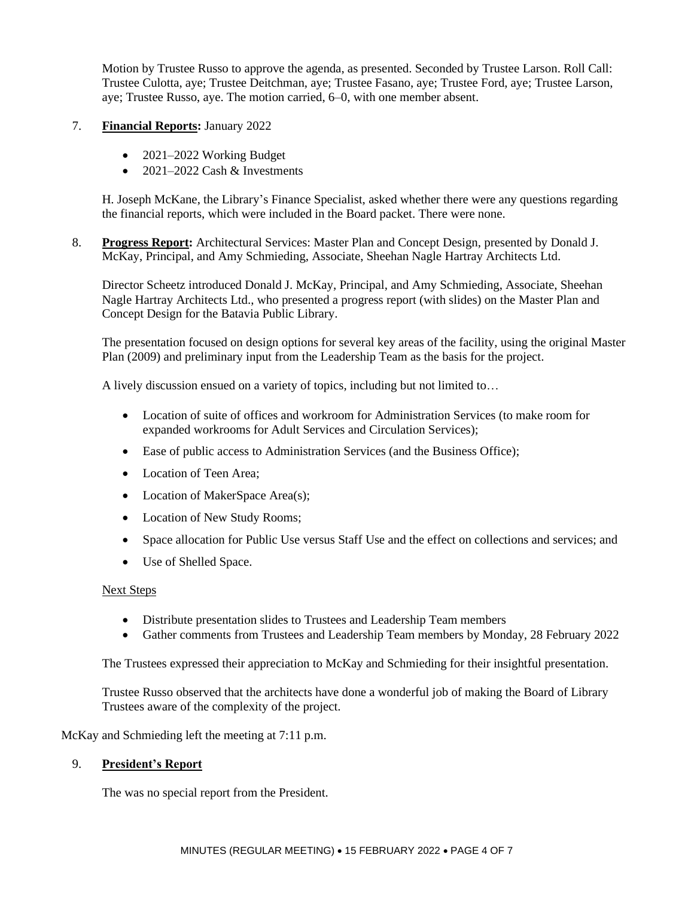Motion by Trustee Russo to approve the agenda, as presented. Seconded by Trustee Larson. Roll Call: Trustee Culotta, aye; Trustee Deitchman, aye; Trustee Fasano, aye; Trustee Ford, aye; Trustee Larson, aye; Trustee Russo, aye. The motion carried, 6–0, with one member absent.

7. **Financial Reports:** January 2022

   - 2021–2022 Working Budget
   - 2021–2022 Cash & Investments

   H. Joseph McKane, the Library's Finance Specialist, asked whether there were any questions regarding the financial reports, which were included in the Board packet. There were none.

8. **Progress Report:** Architectural Services: Master Plan and Concept Design, presented by Donald J. McKay, Principal, and Amy Schmieding, Associate, Sheehan Nagle Hartray Architects Ltd.

   Director Scheetz introduced Donald J. McKay, Principal, and Amy Schmieding, Associate, Sheehan Nagle Hartray Architects Ltd., who presented a progress report (with slides) on the Master Plan and Concept Design for the Batavia Public Library.

   The presentation focused on design options for several key areas of the facility, using the original Master Plan (2009) and preliminary input from the Leadership Team as the basis for the project.

   A lively discussion ensued on a variety of topics, including but not limited to…

   - Location of suite of offices and workroom for Administration Services (to make room for expanded workrooms for Adult Services and Circulation Services);
   - Ease of public access to Administration Services (and the Business Office);
   - Location of Teen Area;
   - Location of MakerSpace Area(s);
   - Location of New Study Rooms;
   - Space allocation for Public Use versus Staff Use and the effect on collections and services; and
   - Use of Shelled Space.

   Next Steps

   - Distribute presentation slides to Trustees and Leadership Team members
   - Gather comments from Trustees and Leadership Team members by Monday, 28 February 2022

   The Trustees expressed their appreciation to McKay and Schmieding for their insightful presentation.

   Trustee Russo observed that the architects have done a wonderful job of making the Board of Library Trustees aware of the complexity of the project.

McKay and Schmieding left the meeting at 7:11 p.m.

9. **President's Report**

   The was no special report from the President.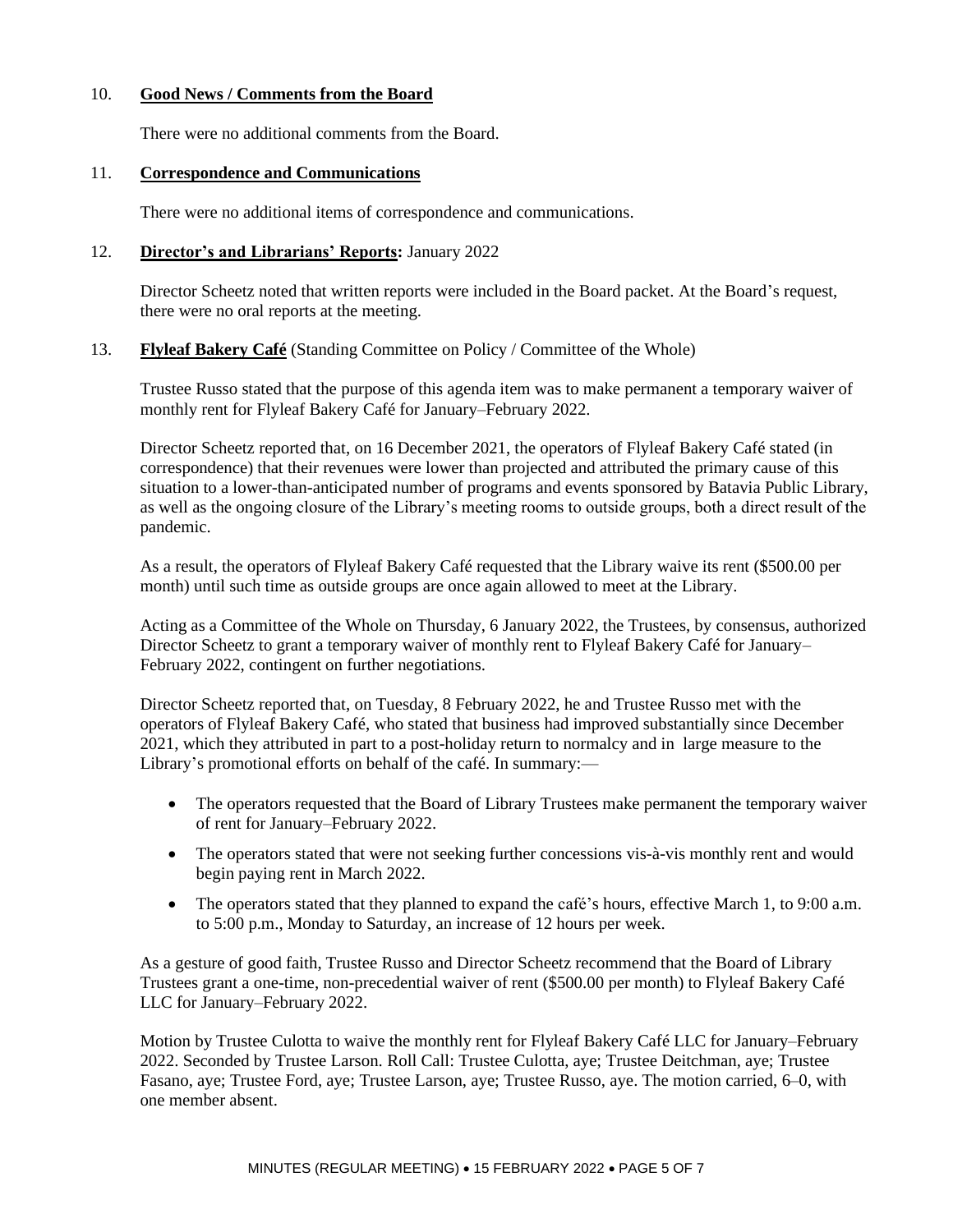10. **Good News / Comments from the Board**

There were no additional comments from the Board.

11. **Correspondence and Communications**

There were no additional items of correspondence and communications.

12. **Director's and Librarians' Reports:** January 2022

Director Scheetz noted that written reports were included in the Board packet. At the Board's request, there were no oral reports at the meeting.

13. **Flyleaf Bakery Café** (Standing Committee on Policy / Committee of the Whole)

Trustee Russo stated that the purpose of this agenda item was to make permanent a temporary waiver of monthly rent for Flyleaf Bakery Café for January–February 2022.

Director Scheetz reported that, on 16 December 2021, the operators of Flyleaf Bakery Café stated (in correspondence) that their revenues were lower than projected and attributed the primary cause of this situation to a lower-than-anticipated number of programs and events sponsored by Batavia Public Library, as well as the ongoing closure of the Library's meeting rooms to outside groups, both a direct result of the pandemic.

As a result, the operators of Flyleaf Bakery Café requested that the Library waive its rent ($500.00 per month) until such time as outside groups are once again allowed to meet at the Library.

Acting as a Committee of the Whole on Thursday, 6 January 2022, the Trustees, by consensus, authorized Director Scheetz to grant a temporary waiver of monthly rent to Flyleaf Bakery Café for January–February 2022, contingent on further negotiations.

Director Scheetz reported that, on Tuesday, 8 February 2022, he and Trustee Russo met with the operators of Flyleaf Bakery Café, who stated that business had improved substantially since December 2021, which they attributed in part to a post-holiday return to normalcy and in large measure to the Library's promotional efforts on behalf of the café. In summary:—

- The operators requested that the Board of Library Trustees make permanent the temporary waiver of rent for January–February 2022.
- The operators stated that were not seeking further concessions vis-à-vis monthly rent and would begin paying rent in March 2022.
- The operators stated that they planned to expand the café's hours, effective March 1, to 9:00 a.m. to 5:00 p.m., Monday to Saturday, an increase of 12 hours per week.

As a gesture of good faith, Trustee Russo and Director Scheetz recommend that the Board of Library Trustees grant a one-time, non-precedential waiver of rent ($500.00 per month) to Flyleaf Bakery Café LLC for January–February 2022.

Motion by Trustee Culotta to waive the monthly rent for Flyleaf Bakery Café LLC for January–February 2022. Seconded by Trustee Larson. Roll Call: Trustee Culotta, aye; Trustee Deitchman, aye; Trustee Fasano, aye; Trustee Ford, aye; Trustee Larson, aye; Trustee Russo, aye. The motion carried, 6–0, with one member absent.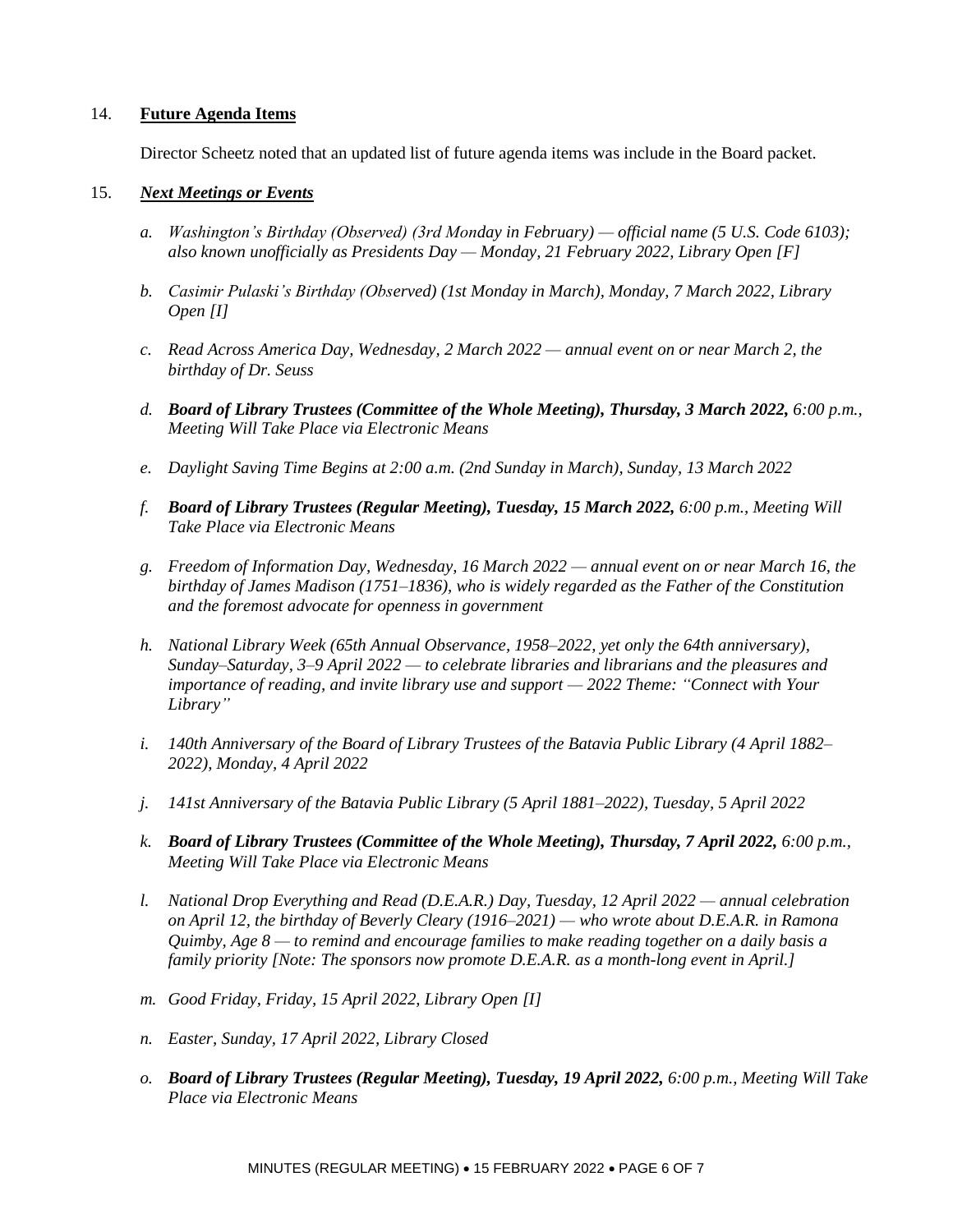14. **Future Agenda Items**

    Director Scheetz noted that an updated list of future agenda items was include in the Board packet.

15. ***Next Meetings or Events***

    a. *Washington's Birthday (Observed) (3rd Monday in February) — official name (5 U.S. Code 6103); also known unofficially as Presidents Day — Monday, 21 February 2022, Library Open [F]*

    b. *Casimir Pulaski's Birthday (Observed) (1st Monday in March), Monday, 7 March 2022, Library Open [I]*

    c. *Read Across America Day, Wednesday, 2 March 2022 — annual event on or near March 2, the birthday of Dr. Seuss*

    d. ***Board of Library Trustees (Committee of the Whole Meeting), Thursday, 3 March 2022,** 6:00 p.m., Meeting Will Take Place via Electronic Means*

    e. *Daylight Saving Time Begins at 2:00 a.m. (2nd Sunday in March), Sunday, 13 March 2022*

    f. ***Board of Library Trustees (Regular Meeting), Tuesday, 15 March 2022,** 6:00 p.m., Meeting Will Take Place via Electronic Means*

    g. *Freedom of Information Day, Wednesday, 16 March 2022 — annual event on or near March 16, the birthday of James Madison (1751–1836), who is widely regarded as the Father of the Constitution and the foremost advocate for openness in government*

    h. *National Library Week (65th Annual Observance, 1958–2022, yet only the 64th anniversary), Sunday–Saturday, 3–9 April 2022 — to celebrate libraries and librarians and the pleasures and importance of reading, and invite library use and support — 2022 Theme: "Connect with Your Library"*

    i. *140th Anniversary of the Board of Library Trustees of the Batavia Public Library (4 April 1882–2022), Monday, 4 April 2022*

    j. *141st Anniversary of the Batavia Public Library (5 April 1881–2022), Tuesday, 5 April 2022*

    k. ***Board of Library Trustees (Committee of the Whole Meeting), Thursday, 7 April 2022,** 6:00 p.m., Meeting Will Take Place via Electronic Means*

    l. *National Drop Everything and Read (D.E.A.R.) Day, Tuesday, 12 April 2022 — annual celebration on April 12, the birthday of Beverly Cleary (1916–2021) — who wrote about D.E.A.R. in Ramona Quimby, Age 8 — to remind and encourage families to make reading together on a daily basis a family priority [Note: The sponsors now promote D.E.A.R. as a month-long event in April.]*

    m. *Good Friday, Friday, 15 April 2022, Library Open [I]*

    n. *Easter, Sunday, 17 April 2022, Library Closed*

    o. ***Board of Library Trustees (Regular Meeting), Tuesday, 19 April 2022,** 6:00 p.m., Meeting Will Take Place via Electronic Means*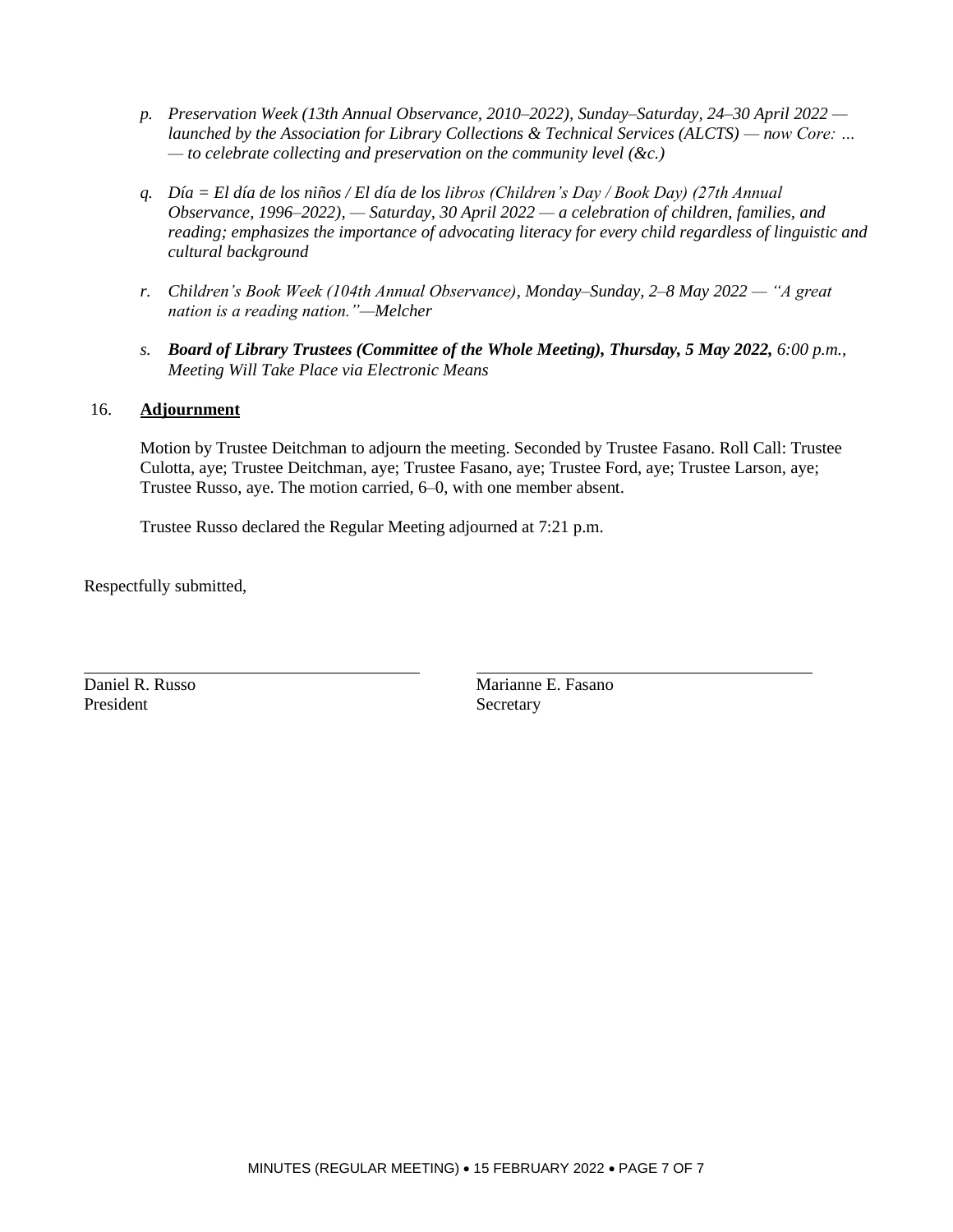p. *Preservation Week (13th Annual Observance, 2010–2022), Sunday–Saturday, 24–30 April 2022 — launched by the Association for Library Collections & Technical Services (ALCTS) — now Core: … — to celebrate collecting and preservation on the community level (&c.)*

q. *Día = El día de los niños / El día de los libros (Children's Day / Book Day) (27th Annual Observance, 1996–2022), — Saturday, 30 April 2022 — a celebration of children, families, and reading; emphasizes the importance of advocating literacy for every child regardless of linguistic and cultural background*

r. *Children's Book Week (104th Annual Observance), Monday–Sunday, 2–8 May 2022 — "A great nation is a reading nation."—Melcher*

s. ***Board of Library Trustees (Committee of the Whole Meeting), Thursday, 5 May 2022,*** *6:00 p.m., Meeting Will Take Place via Electronic Means*

16. **Adjournment**

Motion by Trustee Deitchman to adjourn the meeting. Seconded by Trustee Fasano. Roll Call: Trustee Culotta, aye; Trustee Deitchman, aye; Trustee Fasano, aye; Trustee Ford, aye; Trustee Larson, aye; Trustee Russo, aye. The motion carried, 6–0, with one member absent.

Trustee Russo declared the Regular Meeting adjourned at 7:21 p.m.

Respectfully submitted,

Daniel R. Russo
President

Marianne E. Fasano
Secretary